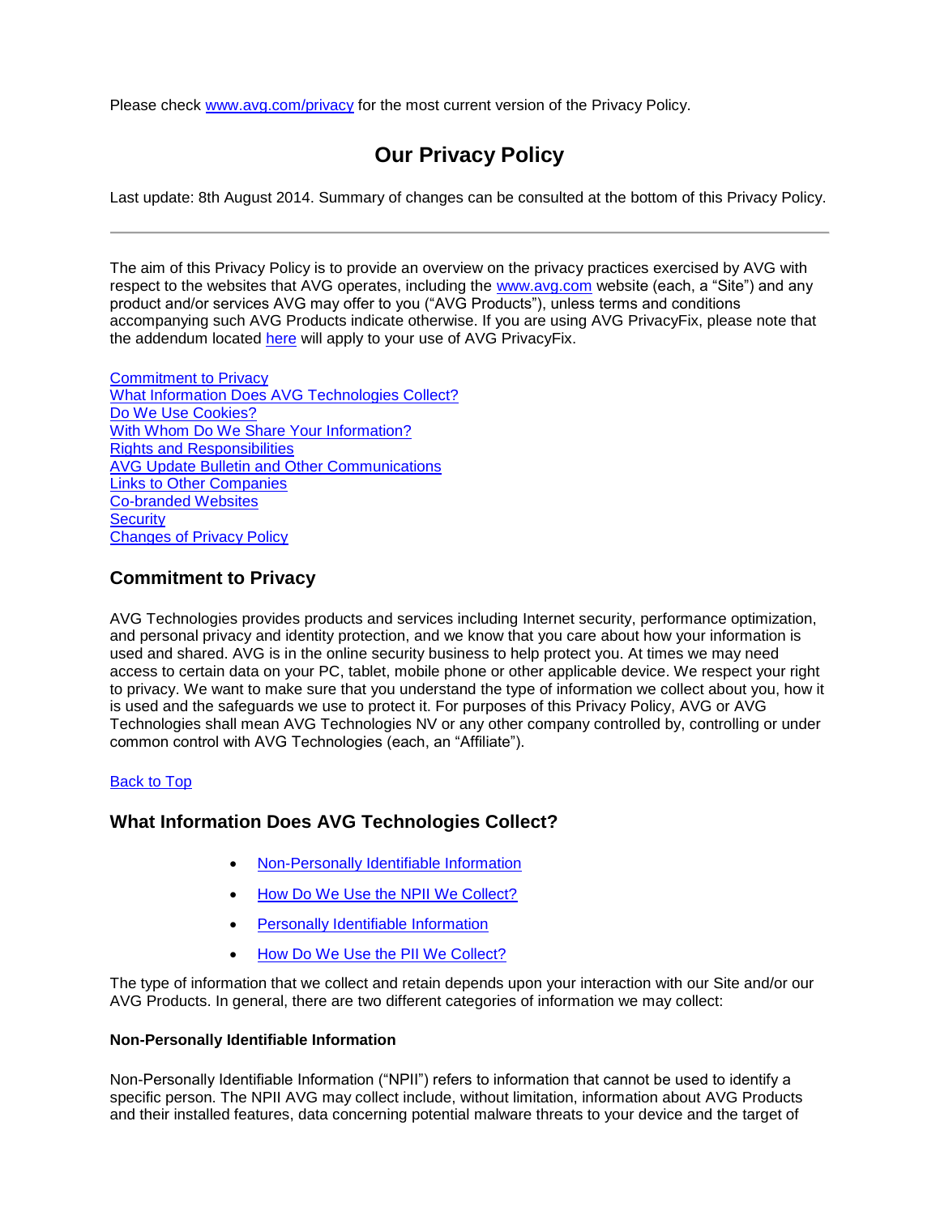Please check www.avg.com/privacy for the most current version of the Privacy Policy.

# Our Privacy Policy

Last update: 8th August 2014. Summary of changes can be consulted at the bottom of this Privacy Policy.

---

The aim of this Privacy Policy is to provide an overview on the privacy practices exercised by AVG with respect to the websites that AVG operates, including the www.avg.com website (each, a "Site") and any product and/or services AVG may offer to you ("AVG Products"), unless terms and conditions accompanying such AVG Products indicate otherwise. If you are using AVG PrivacyFix, please note that the addendum located here will apply to your use of AVG PrivacyFix.

Commitment to Privacy
What Information Does AVG Technologies Collect?
Do We Use Cookies?
With Whom Do We Share Your Information?
Rights and Responsibilities
AVG Update Bulletin and Other Communications
Links to Other Companies
Co-branded Websites
Security
Changes of Privacy Policy

## Commitment to Privacy

AVG Technologies provides products and services including Internet security, performance optimization, and personal privacy and identity protection, and we know that you care about how your information is used and shared. AVG is in the online security business to help protect you. At times we may need access to certain data on your PC, tablet, mobile phone or other applicable device. We respect your right to privacy. We want to make sure that you understand the type of information we collect about you, how it is used and the safeguards we use to protect it. For purposes of this Privacy Policy, AVG or AVG Technologies shall mean AVG Technologies NV or any other company controlled by, controlling or under common control with AVG Technologies (each, an "Affiliate").

Back to Top

## What Information Does AVG Technologies Collect?

- Non-Personally Identifiable Information
- How Do We Use the NPII We Collect?
- Personally Identifiable Information
- How Do We Use the PII We Collect?

The type of information that we collect and retain depends upon your interaction with our Site and/or our AVG Products. In general, there are two different categories of information we may collect:

**Non-Personally Identifiable Information**

Non-Personally Identifiable Information ("NPII") refers to information that cannot be used to identify a specific person. The NPII AVG may collect include, without limitation, information about AVG Products and their installed features, data concerning potential malware threats to your device and the target of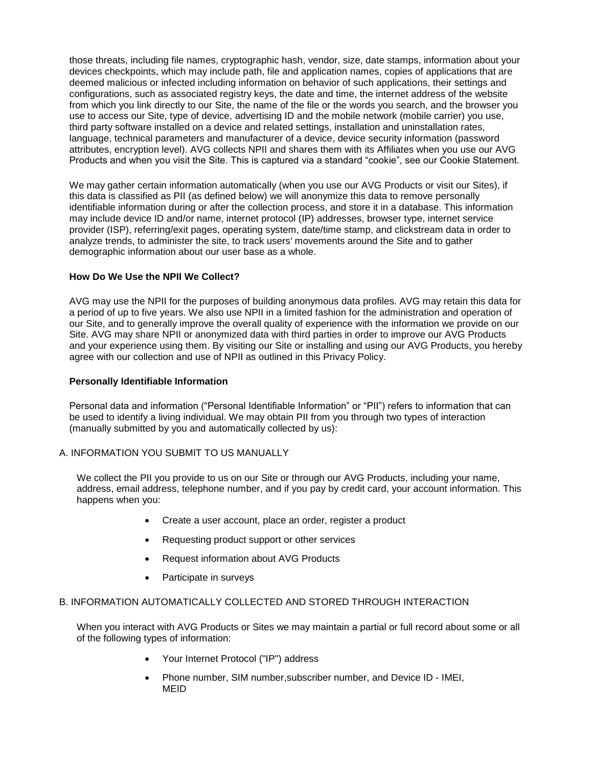those threats, including file names, cryptographic hash, vendor, size, date stamps, information about your devices checkpoints, which may include path, file and application names, copies of applications that are deemed malicious or infected including information on behavior of such applications, their settings and configurations, such as associated registry keys, the date and time, the internet address of the website from which you link directly to our Site, the name of the file or the words you search, and the browser you use to access our Site, type of device, advertising ID and the mobile network (mobile carrier) you use, third party software installed on a device and related settings, installation and uninstallation rates, language, technical parameters and manufacturer of a device, device security information (password attributes, encryption level). AVG collects NPII and shares them with its Affiliates when you use our AVG Products and when you visit the Site. This is captured via a standard "cookie", see our Cookie Statement.

We may gather certain information automatically (when you use our AVG Products or visit our Sites), if this data is classified as PII (as defined below) we will anonymize this data to remove personally identifiable information during or after the collection process, and store it in a database. This information may include device ID and/or name, internet protocol (IP) addresses, browser type, internet service provider (ISP), referring/exit pages, operating system, date/time stamp, and clickstream data in order to analyze trends, to administer the site, to track users' movements around the Site and to gather demographic information about our user base as a whole.

**How Do We Use the NPII We Collect?**

AVG may use the NPII for the purposes of building anonymous data profiles. AVG may retain this data for a period of up to five years. We also use NPII in a limited fashion for the administration and operation of our Site, and to generally improve the overall quality of experience with the information we provide on our Site. AVG may share NPII or anonymized data with third parties in order to improve our AVG Products and your experience using them. By visiting our Site or installing and using our AVG Products, you hereby agree with our collection and use of NPII as outlined in this Privacy Policy.

**Personally Identifiable Information**

Personal data and information ("Personal Identifiable Information" or "PII") refers to information that can be used to identify a living individual. We may obtain PII from you through two types of interaction (manually submitted by you and automatically collected by us):

A. INFORMATION YOU SUBMIT TO US MANUALLY

We collect the PII you provide to us on our Site or through our AVG Products, including your name, address, email address, telephone number, and if you pay by credit card, your account information. This happens when you:

- Create a user account, place an order, register a product
- Requesting product support or other services
- Request information about AVG Products
- Participate in surveys

B. INFORMATION AUTOMATICALLY COLLECTED AND STORED THROUGH INTERACTION

When you interact with AVG Products or Sites we may maintain a partial or full record about some or all of the following types of information:

- Your Internet Protocol ("IP") address
- Phone number, SIM number,subscriber number, and Device ID - IMEI, MEID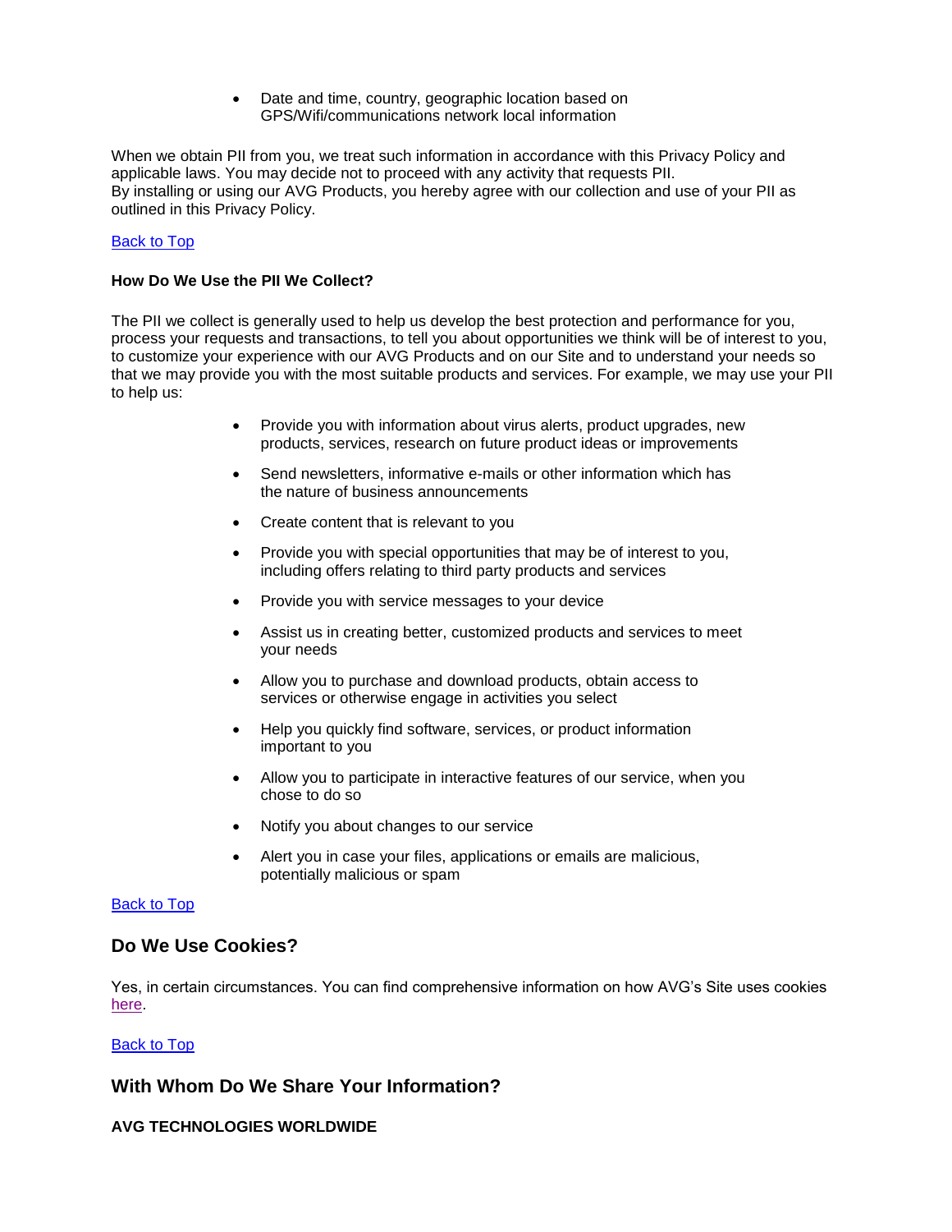- Date and time, country, geographic location based on GPS/Wifi/communications network local information

When we obtain PII from you, we treat such information in accordance with this Privacy Policy and applicable laws. You may decide not to proceed with any activity that requests PII.
By installing or using our AVG Products, you hereby agree with our collection and use of your PII as outlined in this Privacy Policy.

Back to Top

**How Do We Use the PII We Collect?**

The PII we collect is generally used to help us develop the best protection and performance for you, process your requests and transactions, to tell you about opportunities we think will be of interest to you, to customize your experience with our AVG Products and on our Site and to understand your needs so that we may provide you with the most suitable products and services. For example, we may use your PII to help us:

- Provide you with information about virus alerts, product upgrades, new products, services, research on future product ideas or improvements
- Send newsletters, informative e-mails or other information which has the nature of business announcements
- Create content that is relevant to you
- Provide you with special opportunities that may be of interest to you, including offers relating to third party products and services
- Provide you with service messages to your device
- Assist us in creating better, customized products and services to meet your needs
- Allow you to purchase and download products, obtain access to services or otherwise engage in activities you select
- Help you quickly find software, services, or product information important to you
- Allow you to participate in interactive features of our service, when you chose to do so
- Notify you about changes to our service
- Alert you in case your files, applications or emails are malicious, potentially malicious or spam

Back to Top

## Do We Use Cookies?

Yes, in certain circumstances. You can find comprehensive information on how AVG's Site uses cookies here.

Back to Top

## With Whom Do We Share Your Information?

**AVG TECHNOLOGIES WORLDWIDE**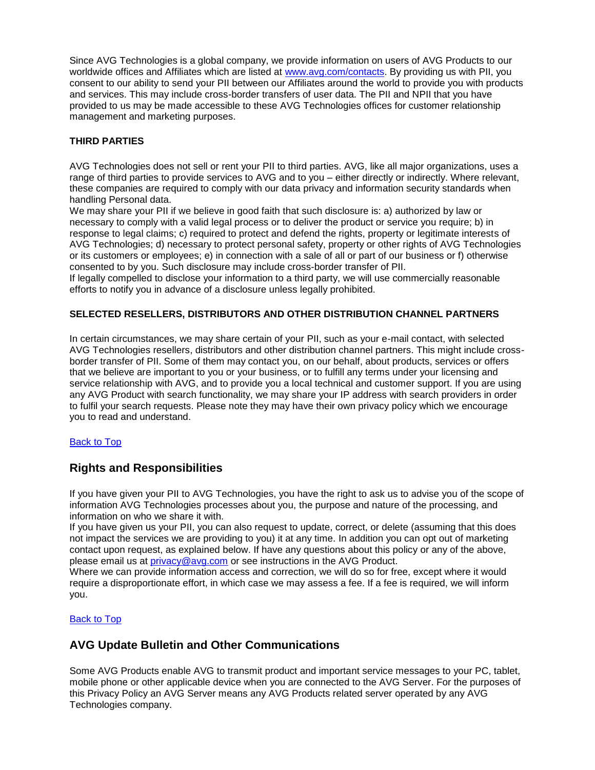Since AVG Technologies is a global company, we provide information on users of AVG Products to our worldwide offices and Affiliates which are listed at [www.avg.com/contacts](www.avg.com/contacts). By providing us with PII, you consent to our ability to send your PII between our Affiliates around the world to provide you with products and services. This may include cross-border transfers of user data. The PII and NPII that you have provided to us may be made accessible to these AVG Technologies offices for customer relationship management and marketing purposes.

**THIRD PARTIES**

AVG Technologies does not sell or rent your PII to third parties. AVG, like all major organizations, uses a range of third parties to provide services to AVG and to you – either directly or indirectly. Where relevant, these companies are required to comply with our data privacy and information security standards when handling Personal data.

We may share your PII if we believe in good faith that such disclosure is: a) authorized by law or necessary to comply with a valid legal process or to deliver the product or service you require; b) in response to legal claims; c) required to protect and defend the rights, property or legitimate interests of AVG Technologies; d) necessary to protect personal safety, property or other rights of AVG Technologies or its customers or employees; e) in connection with a sale of all or part of our business or f) otherwise consented to by you. Such disclosure may include cross-border transfer of PII.

If legally compelled to disclose your information to a third party, we will use commercially reasonable efforts to notify you in advance of a disclosure unless legally prohibited.

**SELECTED RESELLERS, DISTRIBUTORS AND OTHER DISTRIBUTION CHANNEL PARTNERS**

In certain circumstances, we may share certain of your PII, such as your e-mail contact, with selected AVG Technologies resellers, distributors and other distribution channel partners. This might include cross-border transfer of PII. Some of them may contact you, on our behalf, about products, services or offers that we believe are important to you or your business, or to fulfill any terms under your licensing and service relationship with AVG, and to provide you a local technical and customer support. If you are using any AVG Product with search functionality, we may share your IP address with search providers in order to fulfil your search requests. Please note they may have their own privacy policy which we encourage you to read and understand.

Back to Top

## Rights and Responsibilities

If you have given your PII to AVG Technologies, you have the right to ask us to advise you of the scope of information AVG Technologies processes about you, the purpose and nature of the processing, and information on who we share it with.

If you have given us your PII, you can also request to update, correct, or delete (assuming that this does not impact the services we are providing to you) it at any time. In addition you can opt out of marketing contact upon request, as explained below. If have any questions about this policy or any of the above, please email us at [privacy@avg.com](mailto:privacy@avg.com) or see instructions in the AVG Product.

Where we can provide information access and correction, we will do so for free, except where it would require a disproportionate effort, in which case we may assess a fee. If a fee is required, we will inform you.

Back to Top

## AVG Update Bulletin and Other Communications

Some AVG Products enable AVG to transmit product and important service messages to your PC, tablet, mobile phone or other applicable device when you are connected to the AVG Server. For the purposes of this Privacy Policy an AVG Server means any AVG Products related server operated by any AVG Technologies company.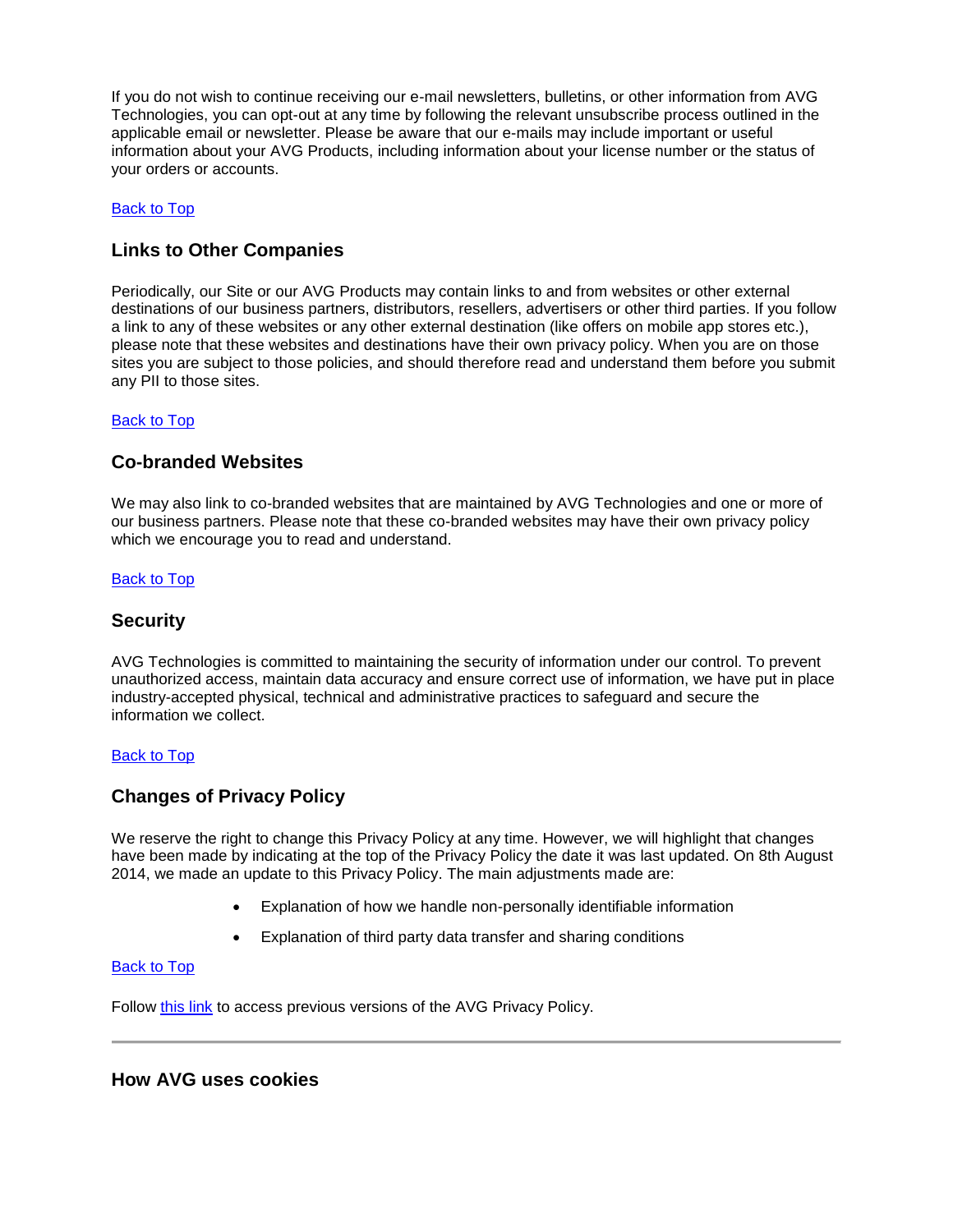If you do not wish to continue receiving our e-mail newsletters, bulletins, or other information from AVG Technologies, you can opt-out at any time by following the relevant unsubscribe process outlined in the applicable email or newsletter. Please be aware that our e-mails may include important or useful information about your AVG Products, including information about your license number or the status of your orders or accounts.

[Back to Top]

### Links to Other Companies

Periodically, our Site or our AVG Products may contain links to and from websites or other external destinations of our business partners, distributors, resellers, advertisers or other third parties. If you follow a link to any of these websites or any other external destination (like offers on mobile app stores etc.), please note that these websites and destinations have their own privacy policy. When you are on those sites you are subject to those policies, and should therefore read and understand them before you submit any PII to those sites.

[Back to Top]

### Co-branded Websites

We may also link to co-branded websites that are maintained by AVG Technologies and one or more of our business partners. Please note that these co-branded websites may have their own privacy policy which we encourage you to read and understand.

[Back to Top]

### Security

AVG Technologies is committed to maintaining the security of information under our control. To prevent unauthorized access, maintain data accuracy and ensure correct use of information, we have put in place industry-accepted physical, technical and administrative practices to safeguard and secure the information we collect.

[Back to Top]

### Changes of Privacy Policy

We reserve the right to change this Privacy Policy at any time. However, we will highlight that changes have been made by indicating at the top of the Privacy Policy the date it was last updated. On 8th August 2014, we made an update to this Privacy Policy. The main adjustments made are:

- Explanation of how we handle non-personally identifiable information
- Explanation of third party data transfer and sharing conditions

[Back to Top]

Follow [this link] to access previous versions of the AVG Privacy Policy.

---

### How AVG uses cookies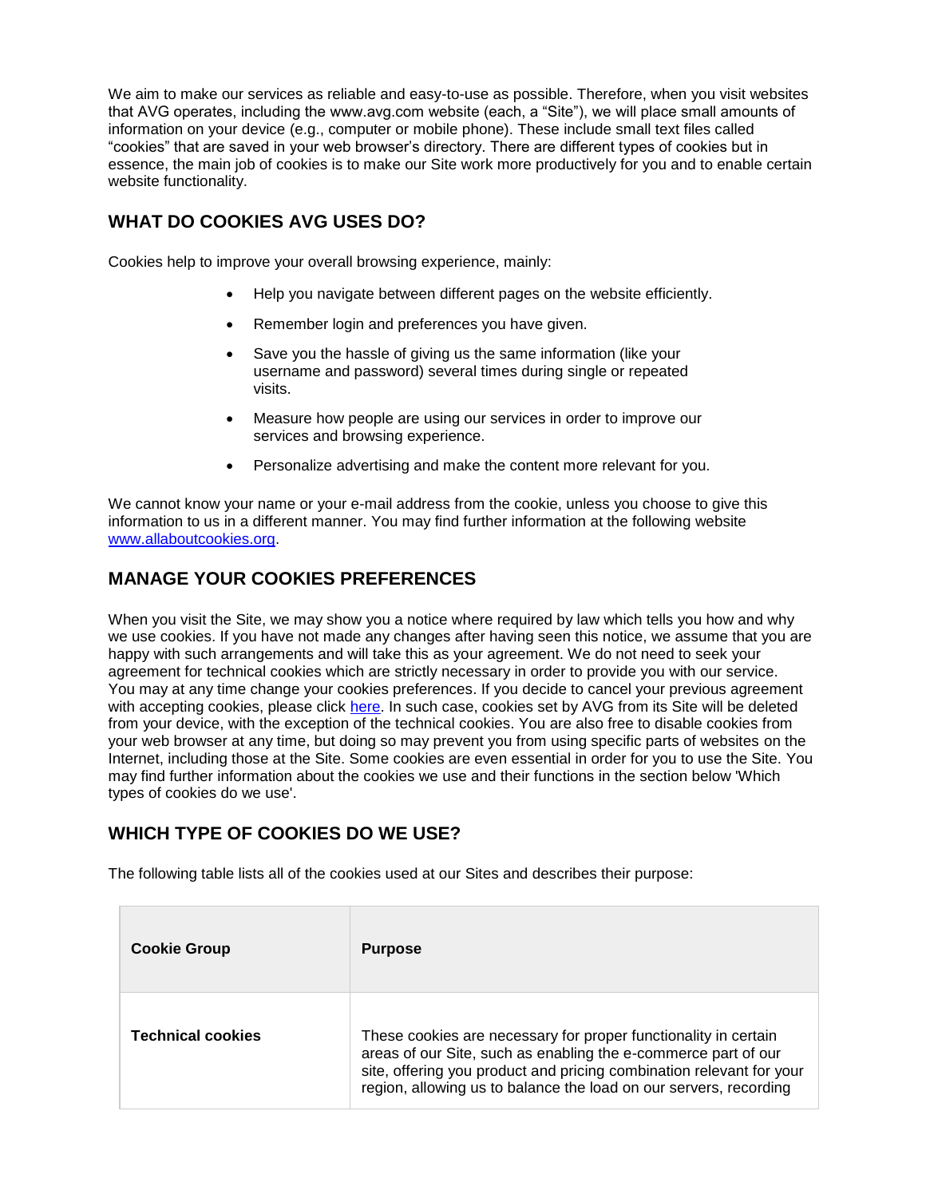We aim to make our services as reliable and easy-to-use as possible. Therefore, when you visit websites that AVG operates, including the www.avg.com website (each, a "Site"), we will place small amounts of information on your device (e.g., computer or mobile phone). These include small text files called "cookies" that are saved in your web browser's directory. There are different types of cookies but in essence, the main job of cookies is to make our Site work more productively for you and to enable certain website functionality.

## WHAT DO COOKIES AVG USES DO?

Cookies help to improve your overall browsing experience, mainly:

- Help you navigate between different pages on the website efficiently.
- Remember login and preferences you have given.
- Save you the hassle of giving us the same information (like your username and password) several times during single or repeated visits.
- Measure how people are using our services in order to improve our services and browsing experience.
- Personalize advertising and make the content more relevant for you.

We cannot know your name or your e-mail address from the cookie, unless you choose to give this information to us in a different manner. You may find further information at the following website [www.allaboutcookies.org](www.allaboutcookies.org).

## MANAGE YOUR COOKIES PREFERENCES

When you visit the Site, we may show you a notice where required by law which tells you how and why we use cookies. If you have not made any changes after having seen this notice, we assume that you are happy with such arrangements and will take this as your agreement. We do not need to seek your agreement for technical cookies which are strictly necessary in order to provide you with our service. You may at any time change your cookies preferences. If you decide to cancel your previous agreement with accepting cookies, please click here. In such case, cookies set by AVG from its Site will be deleted from your device, with the exception of the technical cookies. You are also free to disable cookies from your web browser at any time, but doing so may prevent you from using specific parts of websites on the Internet, including those at the Site. Some cookies are even essential in order for you to use the Site. You may find further information about the cookies we use and their functions in the section below 'Which types of cookies do we use'.

## WHICH TYPE OF COOKIES DO WE USE?

The following table lists all of the cookies used at our Sites and describes their purpose:

| Cookie Group | Purpose |
|---|---|
| **Technical cookies** | These cookies are necessary for proper functionality in certain areas of our Site, such as enabling the e-commerce part of our site, offering you product and pricing combination relevant for your region, allowing us to balance the load on our servers, recording |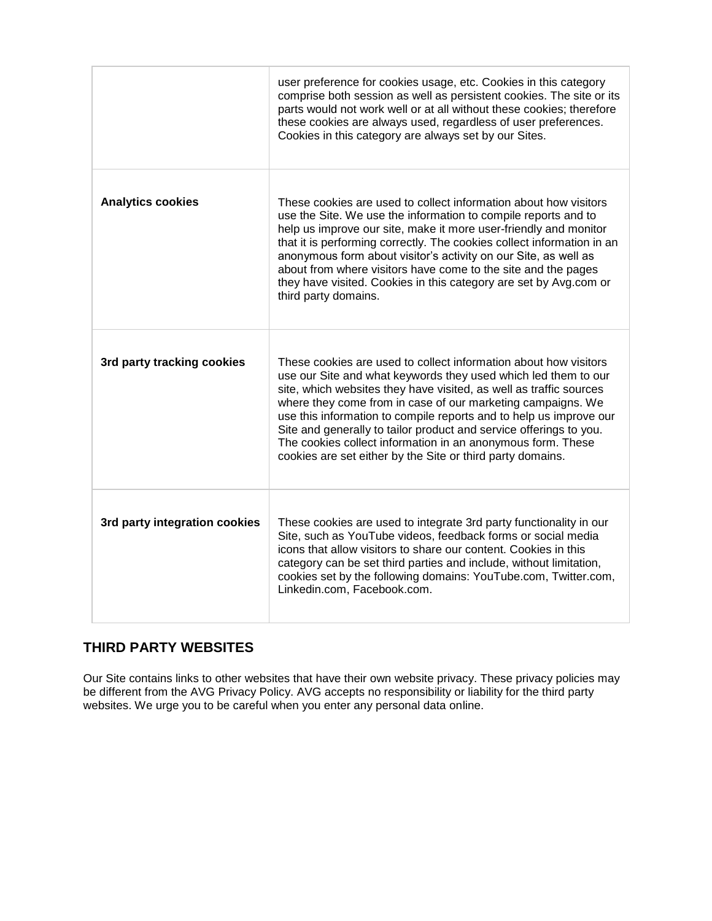| | |
|---|---|
| | user preference for cookies usage, etc. Cookies in this category comprise both session as well as persistent cookies. The site or its parts would not work well or at all without these cookies; therefore these cookies are always used, regardless of user preferences. Cookies in this category are always set by our Sites. |
| **Analytics cookies** | These cookies are used to collect information about how visitors use the Site. We use the information to compile reports and to help us improve our site, make it more user-friendly and monitor that it is performing correctly. The cookies collect information in an anonymous form about visitor's activity on our Site, as well as about from where visitors have come to the site and the pages they have visited. Cookies in this category are set by Avg.com or third party domains. |
| **3rd party tracking cookies** | These cookies are used to collect information about how visitors use our Site and what keywords they used which led them to our site, which websites they have visited, as well as traffic sources where they come from in case of our marketing campaigns. We use this information to compile reports and to help us improve our Site and generally to tailor product and service offerings to you. The cookies collect information in an anonymous form. These cookies are set either by the Site or third party domains. |
| **3rd party integration cookies** | These cookies are used to integrate 3rd party functionality in our Site, such as YouTube videos, feedback forms or social media icons that allow visitors to share our content. Cookies in this category can be set third parties and include, without limitation, cookies set by the following domains: YouTube.com, Twitter.com, Linkedin.com, Facebook.com. |

## THIRD PARTY WEBSITES

Our Site contains links to other websites that have their own website privacy. These privacy policies may be different from the AVG Privacy Policy. AVG accepts no responsibility or liability for the third party websites. We urge you to be careful when you enter any personal data online.